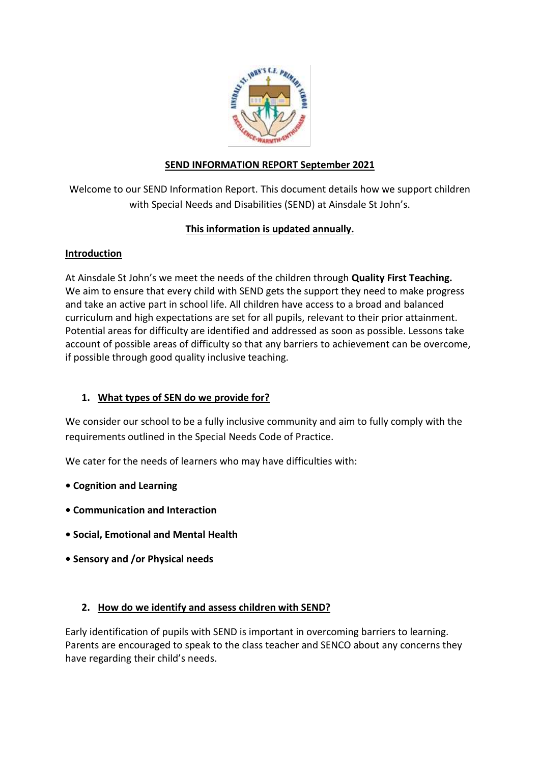# SEND INFORMATION REPORT September 2021

Welcome to our SEND Information Report. This document details how we support children with Special Needs and Disabilities (SEND) at Ainsdale St John's.

**This information is updated annually.**

## Introduction

At Ainsdale St John's we meet the needs of the children through **Quality First Teaching.** We aim to ensure that every child with SEND gets the support they need to make progress and take an active part in school life. All children have access to a broad and balanced curriculum and high expectations are set for all pupils, relevant to their prior attainment. Potential areas for difficulty are identified and addressed as soon as possible. Lessons take account of possible areas of difficulty so that any barriers to achievement can be overcome, if possible through good quality inclusive teaching.

## 1. What types of SEN do we provide for?

We consider our school to be a fully inclusive community and aim to fully comply with the requirements outlined in the Special Needs Code of Practice.

We cater for the needs of learners who may have difficulties with:

- **Cognition and Learning**
- **Communication and Interaction**
- **Social, Emotional and Mental Health**
- **Sensory and /or Physical needs**

## 2. How do we identify and assess children with SEND?

Early identification of pupils with SEND is important in overcoming barriers to learning. Parents are encouraged to speak to the class teacher and SENCO about any concerns they have regarding their child's needs.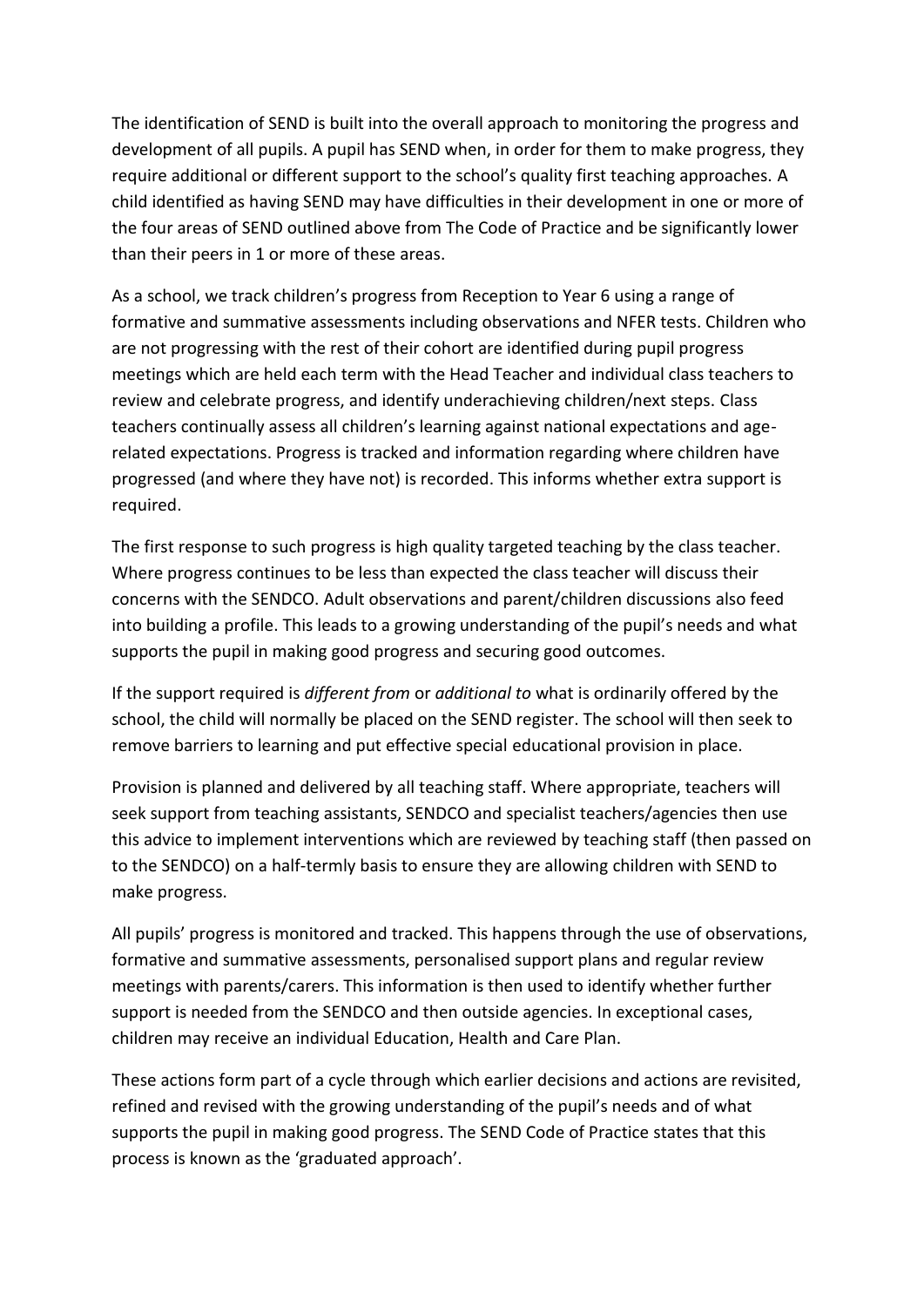The identification of SEND is built into the overall approach to monitoring the progress and development of all pupils. A pupil has SEND when, in order for them to make progress, they require additional or different support to the school's quality first teaching approaches. A child identified as having SEND may have difficulties in their development in one or more of the four areas of SEND outlined above from The Code of Practice and be significantly lower than their peers in 1 or more of these areas.

As a school, we track children's progress from Reception to Year 6 using a range of formative and summative assessments including observations and NFER tests. Children who are not progressing with the rest of their cohort are identified during pupil progress meetings which are held each term with the Head Teacher and individual class teachers to review and celebrate progress, and identify underachieving children/next steps. Class teachers continually assess all children's learning against national expectations and age-related expectations. Progress is tracked and information regarding where children have progressed (and where they have not) is recorded. This informs whether extra support is required.

The first response to such progress is high quality targeted teaching by the class teacher. Where progress continues to be less than expected the class teacher will discuss their concerns with the SENDCO. Adult observations and parent/children discussions also feed into building a profile. This leads to a growing understanding of the pupil's needs and what supports the pupil in making good progress and securing good outcomes.

If the support required is *different from* or *additional to* what is ordinarily offered by the school, the child will normally be placed on the SEND register. The school will then seek to remove barriers to learning and put effective special educational provision in place.

Provision is planned and delivered by all teaching staff. Where appropriate, teachers will seek support from teaching assistants, SENDCO and specialist teachers/agencies then use this advice to implement interventions which are reviewed by teaching staff (then passed on to the SENDCO) on a half-termly basis to ensure they are allowing children with SEND to make progress.

All pupils' progress is monitored and tracked. This happens through the use of observations, formative and summative assessments, personalised support plans and regular review meetings with parents/carers. This information is then used to identify whether further support is needed from the SENDCO and then outside agencies. In exceptional cases, children may receive an individual Education, Health and Care Plan.

These actions form part of a cycle through which earlier decisions and actions are revisited, refined and revised with the growing understanding of the pupil's needs and of what supports the pupil in making good progress. The SEND Code of Practice states that this process is known as the 'graduated approach'.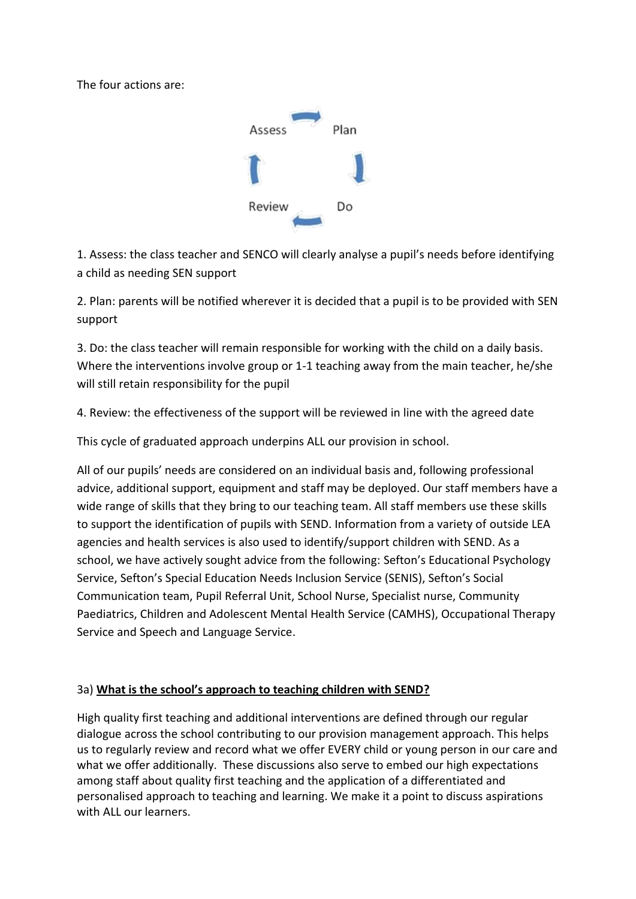The four actions are:

Assess → Plan → Do → Review

1. Assess: the class teacher and SENCO will clearly analyse a pupil's needs before identifying a child as needing SEN support

2. Plan: parents will be notified wherever it is decided that a pupil is to be provided with SEN support

3. Do: the class teacher will remain responsible for working with the child on a daily basis. Where the interventions involve group or 1-1 teaching away from the main teacher, he/she will still retain responsibility for the pupil

4. Review: the effectiveness of the support will be reviewed in line with the agreed date

This cycle of graduated approach underpins ALL our provision in school.

All of our pupils' needs are considered on an individual basis and, following professional advice, additional support, equipment and staff may be deployed. Our staff members have a wide range of skills that they bring to our teaching team. All staff members use these skills to support the identification of pupils with SEND. Information from a variety of outside LEA agencies and health services is also used to identify/support children with SEND. As a school, we have actively sought advice from the following: Sefton's Educational Psychology Service, Sefton's Special Education Needs Inclusion Service (SENIS), Sefton's Social Communication team, Pupil Referral Unit, School Nurse, Specialist nurse, Community Paediatrics, Children and Adolescent Mental Health Service (CAMHS), Occupational Therapy Service and Speech and Language Service.

3a) **<u>What is the school's approach to teaching children with SEND?</u>**

High quality first teaching and additional interventions are defined through our regular dialogue across the school contributing to our provision management approach. This helps us to regularly review and record what we offer EVERY child or young person in our care and what we offer additionally. These discussions also serve to embed our high expectations among staff about quality first teaching and the application of a differentiated and personalised approach to teaching and learning. We make it a point to discuss aspirations with ALL our learners.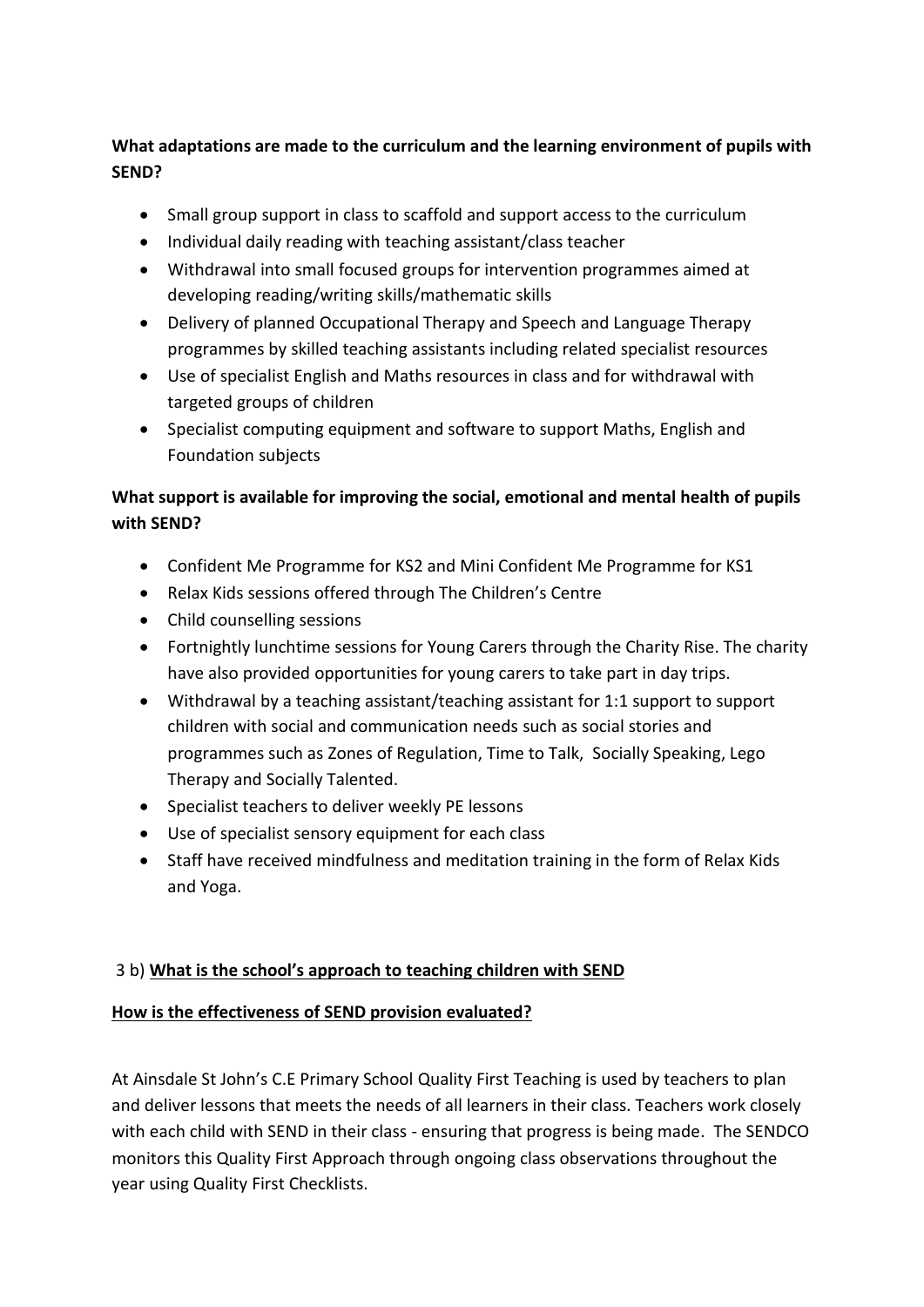**What adaptations are made to the curriculum and the learning environment of pupils with SEND?**

- Small group support in class to scaffold and support access to the curriculum
- Individual daily reading with teaching assistant/class teacher
- Withdrawal into small focused groups for intervention programmes aimed at developing reading/writing skills/mathematic skills
- Delivery of planned Occupational Therapy and Speech and Language Therapy programmes by skilled teaching assistants including related specialist resources
- Use of specialist English and Maths resources in class and for withdrawal with targeted groups of children
- Specialist computing equipment and software to support Maths, English and Foundation subjects

**What support is available for improving the social, emotional and mental health of pupils with SEND?**

- Confident Me Programme for KS2 and Mini Confident Me Programme for KS1
- Relax Kids sessions offered through The Children's Centre
- Child counselling sessions
- Fortnightly lunchtime sessions for Young Carers through the Charity Rise. The charity have also provided opportunities for young carers to take part in day trips.
- Withdrawal by a teaching assistant/teaching assistant for 1:1 support to support children with social and communication needs such as social stories and programmes such as Zones of Regulation, Time to Talk, Socially Speaking, Lego Therapy and Socially Talented.
- Specialist teachers to deliver weekly PE lessons
- Use of specialist sensory equipment for each class
- Staff have received mindfulness and meditation training in the form of Relax Kids and Yoga.

3 b) **<u>What is the school's approach to teaching children with SEND</u>**

**<u>How is the effectiveness of SEND provision evaluated?</u>**

At Ainsdale St John's C.E Primary School Quality First Teaching is used by teachers to plan and deliver lessons that meets the needs of all learners in their class. Teachers work closely with each child with SEND in their class - ensuring that progress is being made. The SENDCO monitors this Quality First Approach through ongoing class observations throughout the year using Quality First Checklists.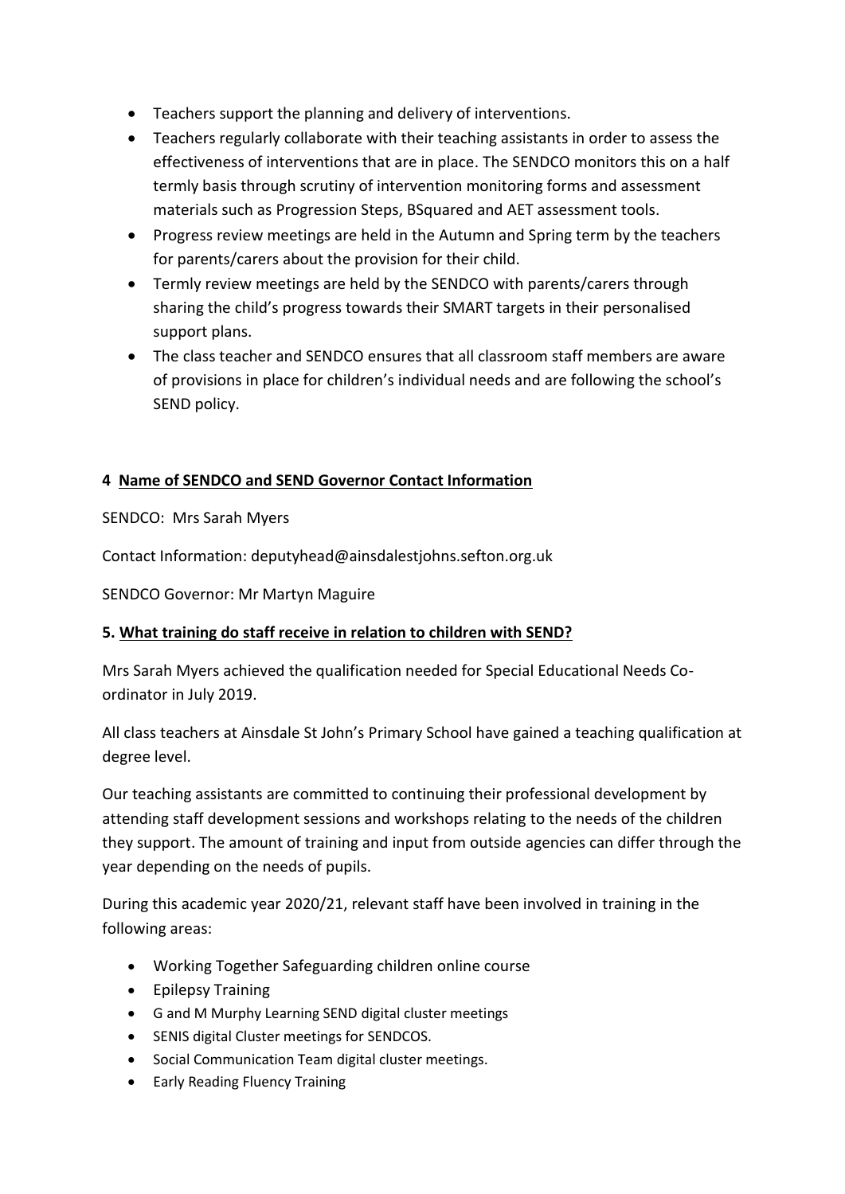- Teachers support the planning and delivery of interventions.
- Teachers regularly collaborate with their teaching assistants in order to assess the effectiveness of interventions that are in place. The SENDCO monitors this on a half termly basis through scrutiny of intervention monitoring forms and assessment materials such as Progression Steps, BSquared and AET assessment tools.
- Progress review meetings are held in the Autumn and Spring term by the teachers for parents/carers about the provision for their child.
- Termly review meetings are held by the SENDCO with parents/carers through sharing the child's progress towards their SMART targets in their personalised support plans.
- The class teacher and SENDCO ensures that all classroom staff members are aware of provisions in place for children's individual needs and are following the school's SEND policy.

## 4 Name of SENDCO and SEND Governor Contact Information

SENDCO: Mrs Sarah Myers

Contact Information: deputyhead@ainsdalestjohns.sefton.org.uk

SENDCO Governor: Mr Martyn Maguire

## 5. What training do staff receive in relation to children with SEND?

Mrs Sarah Myers achieved the qualification needed for Special Educational Needs Co-ordinator in July 2019.

All class teachers at Ainsdale St John's Primary School have gained a teaching qualification at degree level.

Our teaching assistants are committed to continuing their professional development by attending staff development sessions and workshops relating to the needs of the children they support. The amount of training and input from outside agencies can differ through the year depending on the needs of pupils.

During this academic year 2020/21, relevant staff have been involved in training in the following areas:

- Working Together Safeguarding children online course
- Epilepsy Training
- G and M Murphy Learning SEND digital cluster meetings
- SENIS digital Cluster meetings for SENDCOS.
- Social Communication Team digital cluster meetings.
- Early Reading Fluency Training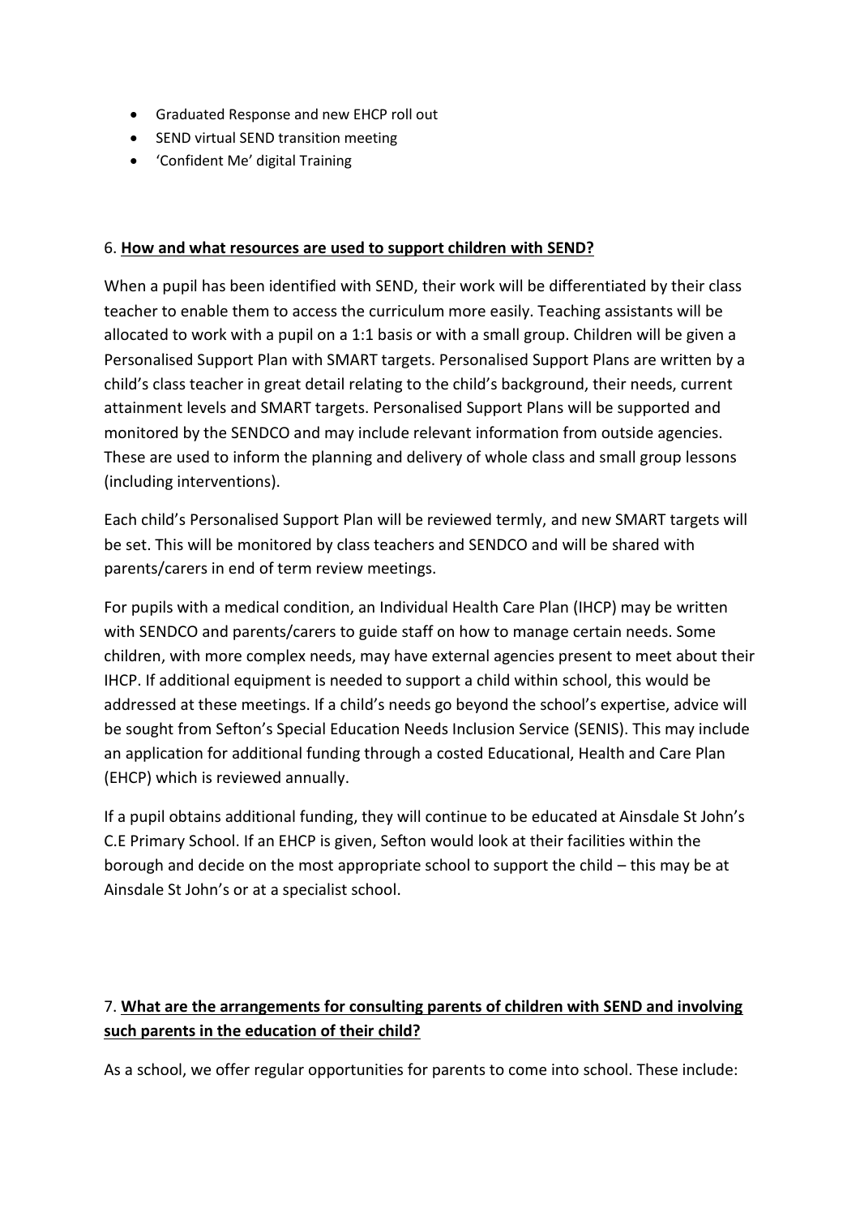- Graduated Response and new EHCP roll out
- SEND virtual SEND transition meeting
- 'Confident Me' digital Training

6. **How and what resources are used to support children with SEND?**

When a pupil has been identified with SEND, their work will be differentiated by their class teacher to enable them to access the curriculum more easily. Teaching assistants will be allocated to work with a pupil on a 1:1 basis or with a small group. Children will be given a Personalised Support Plan with SMART targets. Personalised Support Plans are written by a child's class teacher in great detail relating to the child's background, their needs, current attainment levels and SMART targets. Personalised Support Plans will be supported and monitored by the SENDCO and may include relevant information from outside agencies. These are used to inform the planning and delivery of whole class and small group lessons (including interventions).

Each child's Personalised Support Plan will be reviewed termly, and new SMART targets will be set. This will be monitored by class teachers and SENDCO and will be shared with parents/carers in end of term review meetings.

For pupils with a medical condition, an Individual Health Care Plan (IHCP) may be written with SENDCO and parents/carers to guide staff on how to manage certain needs. Some children, with more complex needs, may have external agencies present to meet about their IHCP. If additional equipment is needed to support a child within school, this would be addressed at these meetings. If a child's needs go beyond the school's expertise, advice will be sought from Sefton's Special Education Needs Inclusion Service (SENIS). This may include an application for additional funding through a costed Educational, Health and Care Plan (EHCP) which is reviewed annually.

If a pupil obtains additional funding, they will continue to be educated at Ainsdale St John's C.E Primary School. If an EHCP is given, Sefton would look at their facilities within the borough and decide on the most appropriate school to support the child – this may be at Ainsdale St John's or at a specialist school.

7. **What are the arrangements for consulting parents of children with SEND and involving such parents in the education of their child?**

As a school, we offer regular opportunities for parents to come into school. These include: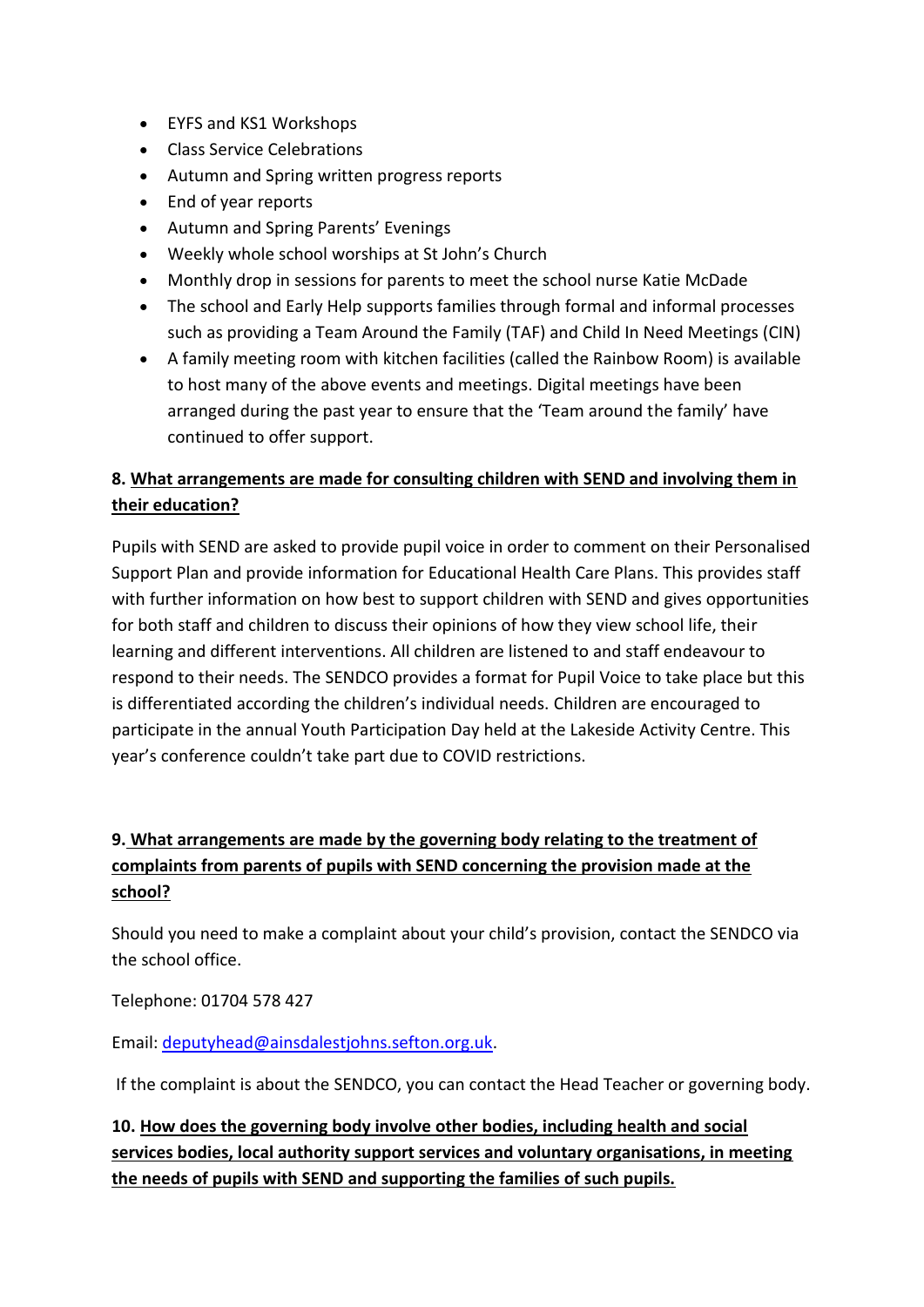- EYFS and KS1 Workshops
- Class Service Celebrations
- Autumn and Spring written progress reports
- End of year reports
- Autumn and Spring Parents' Evenings
- Weekly whole school worships at St John's Church
- Monthly drop in sessions for parents to meet the school nurse Katie McDade
- The school and Early Help supports families through formal and informal processes such as providing a Team Around the Family (TAF) and Child In Need Meetings (CIN)
- A family meeting room with kitchen facilities (called the Rainbow Room) is available to host many of the above events and meetings. Digital meetings have been arranged during the past year to ensure that the 'Team around the family' have continued to offer support.

**8. <u>What arrangements are made for consulting children with SEND and involving them in their education?</u>**

Pupils with SEND are asked to provide pupil voice in order to comment on their Personalised Support Plan and provide information for Educational Health Care Plans. This provides staff with further information on how best to support children with SEND and gives opportunities for both staff and children to discuss their opinions of how they view school life, their learning and different interventions. All children are listened to and staff endeavour to respond to their needs. The SENDCO provides a format for Pupil Voice to take place but this is differentiated according the children's individual needs. Children are encouraged to participate in the annual Youth Participation Day held at the Lakeside Activity Centre. This year's conference couldn't take part due to COVID restrictions.

**9. <u>What arrangements are made by the governing body relating to the treatment of complaints from parents of pupils with SEND concerning the provision made at the school?</u>**

Should you need to make a complaint about your child's provision, contact the SENDCO via the school office.

Telephone: 01704 578 427

Email: deputyhead@ainsdalestjohns.sefton.org.uk.

If the complaint is about the SENDCO, you can contact the Head Teacher or governing body.

**10. <u>How does the governing body involve other bodies, including health and social services bodies, local authority support services and voluntary organisations, in meeting the needs of pupils with SEND and supporting the families of such pupils.</u>**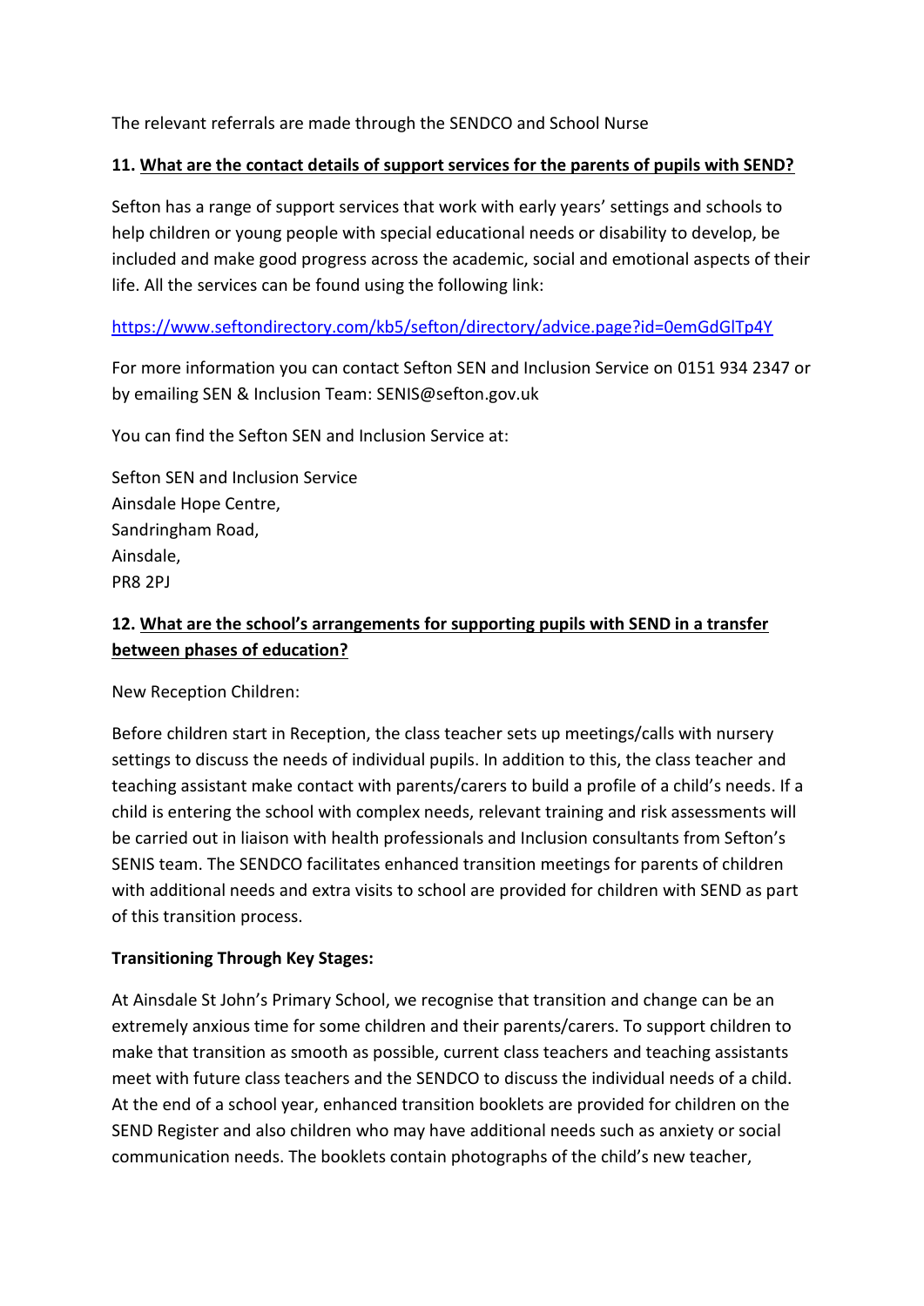The relevant referrals are made through the SENDCO and School Nurse

### 11. What are the contact details of support services for the parents of pupils with SEND?

Sefton has a range of support services that work with early years' settings and schools to help children or young people with special educational needs or disability to develop, be included and make good progress across the academic, social and emotional aspects of their life. All the services can be found using the following link:

https://www.seftondirectory.com/kb5/sefton/directory/advice.page?id=0emGdGlTp4Y

For more information you can contact Sefton SEN and Inclusion Service on 0151 934 2347 or by emailing SEN & Inclusion Team: SENIS@sefton.gov.uk

You can find the Sefton SEN and Inclusion Service at:

Sefton SEN and Inclusion Service
Ainsdale Hope Centre,
Sandringham Road,
Ainsdale,
PR8 2PJ

### 12. What are the school's arrangements for supporting pupils with SEND in a transfer between phases of education?

New Reception Children:

Before children start in Reception, the class teacher sets up meetings/calls with nursery settings to discuss the needs of individual pupils. In addition to this, the class teacher and teaching assistant make contact with parents/carers to build a profile of a child's needs. If a child is entering the school with complex needs, relevant training and risk assessments will be carried out in liaison with health professionals and Inclusion consultants from Sefton's SENIS team. The SENDCO facilitates enhanced transition meetings for parents of children with additional needs and extra visits to school are provided for children with SEND as part of this transition process.

**Transitioning Through Key Stages:**

At Ainsdale St John's Primary School, we recognise that transition and change can be an extremely anxious time for some children and their parents/carers. To support children to make that transition as smooth as possible, current class teachers and teaching assistants meet with future class teachers and the SENDCO to discuss the individual needs of a child. At the end of a school year, enhanced transition booklets are provided for children on the SEND Register and also children who may have additional needs such as anxiety or social communication needs. The booklets contain photographs of the child's new teacher,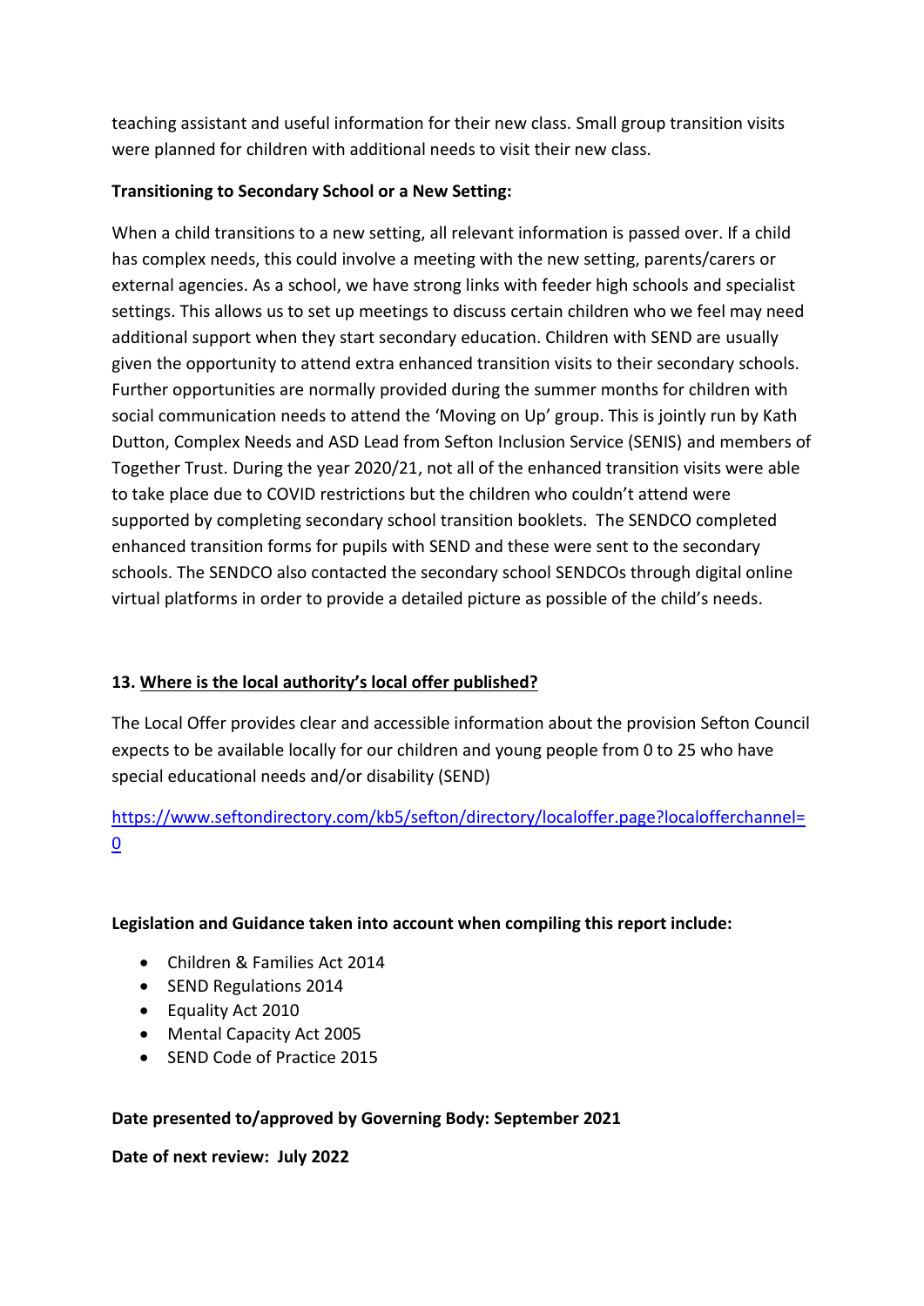teaching assistant and useful information for their new class. Small group transition visits were planned for children with additional needs to visit their new class.

**Transitioning to Secondary School or a New Setting:**

When a child transitions to a new setting, all relevant information is passed over. If a child has complex needs, this could involve a meeting with the new setting, parents/carers or external agencies. As a school, we have strong links with feeder high schools and specialist settings. This allows us to set up meetings to discuss certain children who we feel may need additional support when they start secondary education. Children with SEND are usually given the opportunity to attend extra enhanced transition visits to their secondary schools. Further opportunities are normally provided during the summer months for children with social communication needs to attend the 'Moving on Up' group. This is jointly run by Kath Dutton, Complex Needs and ASD Lead from Sefton Inclusion Service (SENIS) and members of Together Trust. During the year 2020/21, not all of the enhanced transition visits were able to take place due to COVID restrictions but the children who couldn't attend were supported by completing secondary school transition booklets. The SENDCO completed enhanced transition forms for pupils with SEND and these were sent to the secondary schools. The SENDCO also contacted the secondary school SENDCOs through digital online virtual platforms in order to provide a detailed picture as possible of the child's needs.

**13. Where is the local authority's local offer published?**

The Local Offer provides clear and accessible information about the provision Sefton Council expects to be available locally for our children and young people from 0 to 25 who have special educational needs and/or disability (SEND)

https://www.seftondirectory.com/kb5/sefton/directory/localoffer.page?localofferchannel=0

**Legislation and Guidance taken into account when compiling this report include:**

- Children & Families Act 2014
- SEND Regulations 2014
- Equality Act 2010
- Mental Capacity Act 2005
- SEND Code of Practice 2015

**Date presented to/approved by Governing Body: September 2021**

**Date of next review: July 2022**